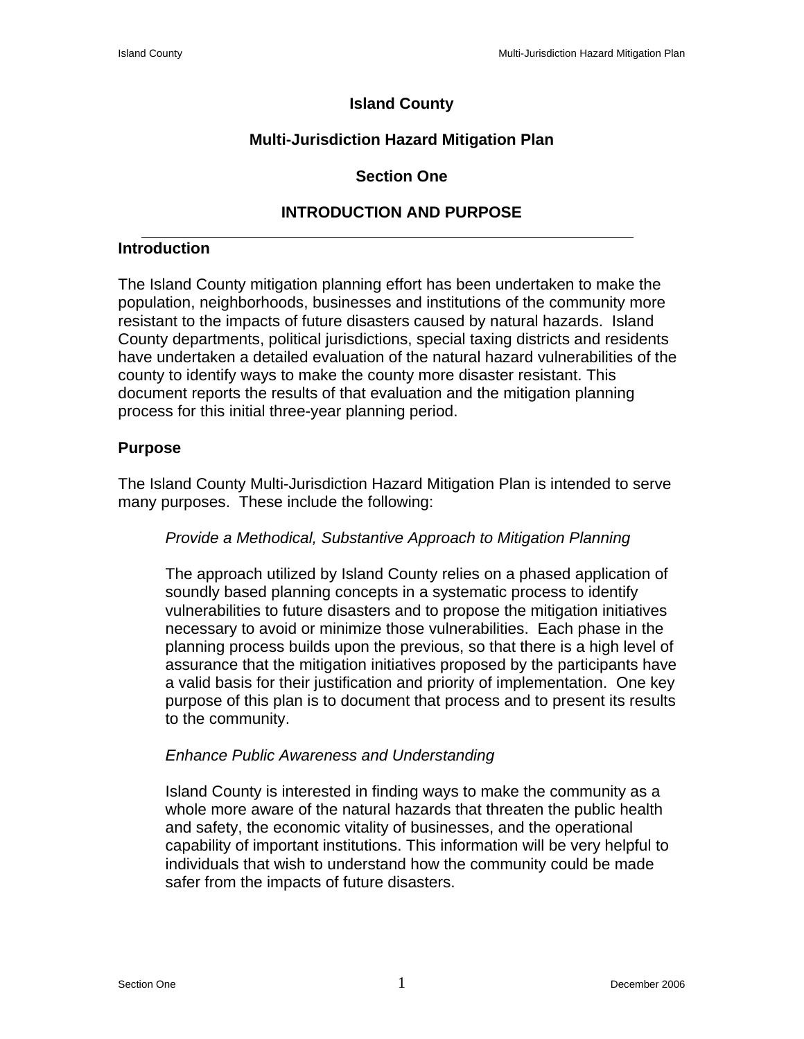# Island County

# Multi-Jurisdiction Hazard Mitigation Plan

## Section One

## INTRODUCTION AND PURPOSE

---

### Introduction

The Island County mitigation planning effort has been undertaken to make the population, neighborhoods, businesses and institutions of the community more resistant to the impacts of future disasters caused by natural hazards. Island County departments, political jurisdictions, special taxing districts and residents have undertaken a detailed evaluation of the natural hazard vulnerabilities of the county to identify ways to make the county more disaster resistant. This document reports the results of that evaluation and the mitigation planning process for this initial three-year planning period.

### Purpose

The Island County Multi-Jurisdiction Hazard Mitigation Plan is intended to serve many purposes. These include the following:

*Provide a Methodical, Substantive Approach to Mitigation Planning*

The approach utilized by Island County relies on a phased application of soundly based planning concepts in a systematic process to identify vulnerabilities to future disasters and to propose the mitigation initiatives necessary to avoid or minimize those vulnerabilities. Each phase in the planning process builds upon the previous, so that there is a high level of assurance that the mitigation initiatives proposed by the participants have a valid basis for their justification and priority of implementation. One key purpose of this plan is to document that process and to present its results to the community.

*Enhance Public Awareness and Understanding*

Island County is interested in finding ways to make the community as a whole more aware of the natural hazards that threaten the public health and safety, the economic vitality of businesses, and the operational capability of important institutions. This information will be very helpful to individuals that wish to understand how the community could be made safer from the impacts of future disasters.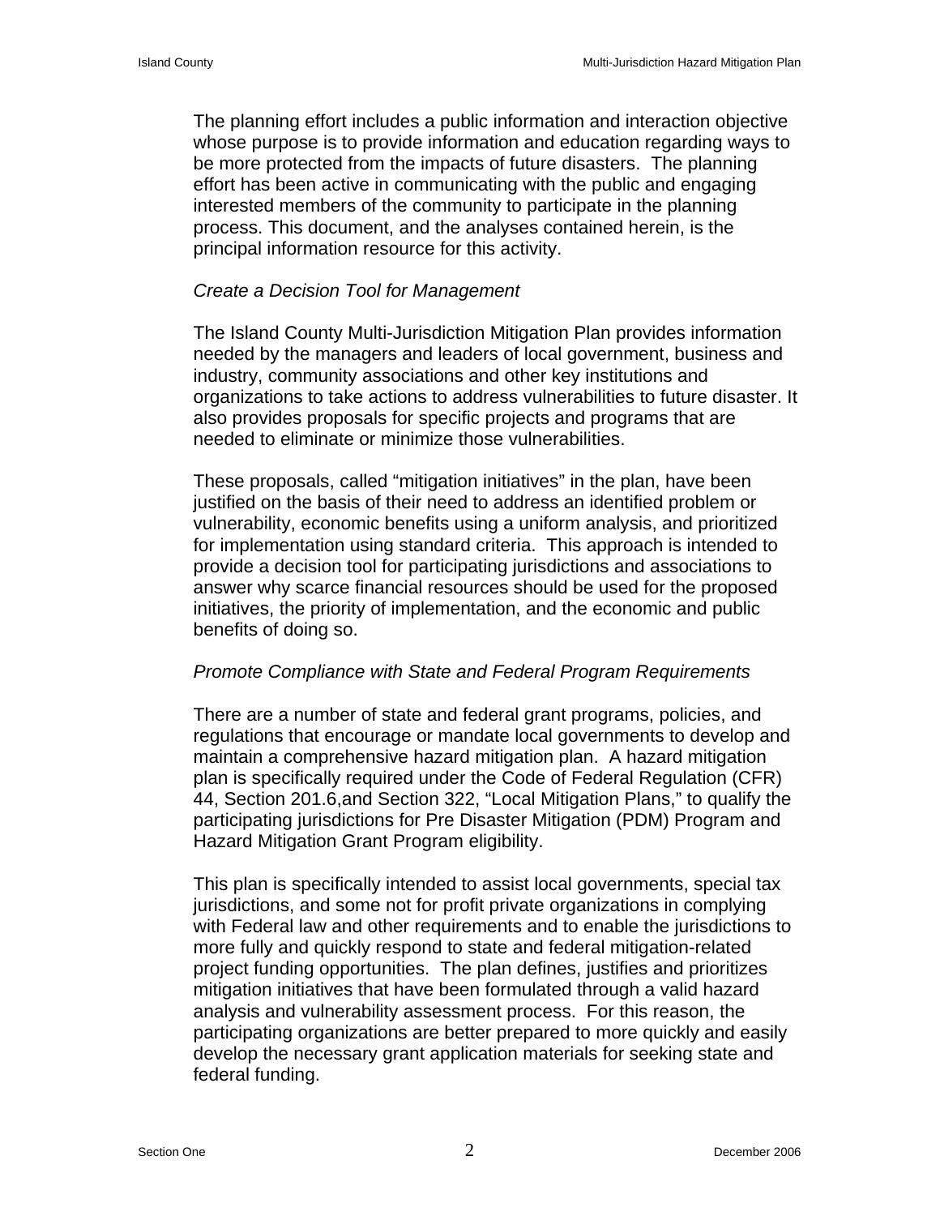The planning effort includes a public information and interaction objective whose purpose is to provide information and education regarding ways to be more protected from the impacts of future disasters. The planning effort has been active in communicating with the public and engaging interested members of the community to participate in the planning process. This document, and the analyses contained herein, is the principal information resource for this activity.

*Create a Decision Tool for Management*

The Island County Multi-Jurisdiction Mitigation Plan provides information needed by the managers and leaders of local government, business and industry, community associations and other key institutions and organizations to take actions to address vulnerabilities to future disaster. It also provides proposals for specific projects and programs that are needed to eliminate or minimize those vulnerabilities.

These proposals, called "mitigation initiatives" in the plan, have been justified on the basis of their need to address an identified problem or vulnerability, economic benefits using a uniform analysis, and prioritized for implementation using standard criteria. This approach is intended to provide a decision tool for participating jurisdictions and associations to answer why scarce financial resources should be used for the proposed initiatives, the priority of implementation, and the economic and public benefits of doing so.

*Promote Compliance with State and Federal Program Requirements*

There are a number of state and federal grant programs, policies, and regulations that encourage or mandate local governments to develop and maintain a comprehensive hazard mitigation plan. A hazard mitigation plan is specifically required under the Code of Federal Regulation (CFR) 44, Section 201.6,and Section 322, "Local Mitigation Plans," to qualify the participating jurisdictions for Pre Disaster Mitigation (PDM) Program and Hazard Mitigation Grant Program eligibility.

This plan is specifically intended to assist local governments, special tax jurisdictions, and some not for profit private organizations in complying with Federal law and other requirements and to enable the jurisdictions to more fully and quickly respond to state and federal mitigation-related project funding opportunities. The plan defines, justifies and prioritizes mitigation initiatives that have been formulated through a valid hazard analysis and vulnerability assessment process. For this reason, the participating organizations are better prepared to more quickly and easily develop the necessary grant application materials for seeking state and federal funding.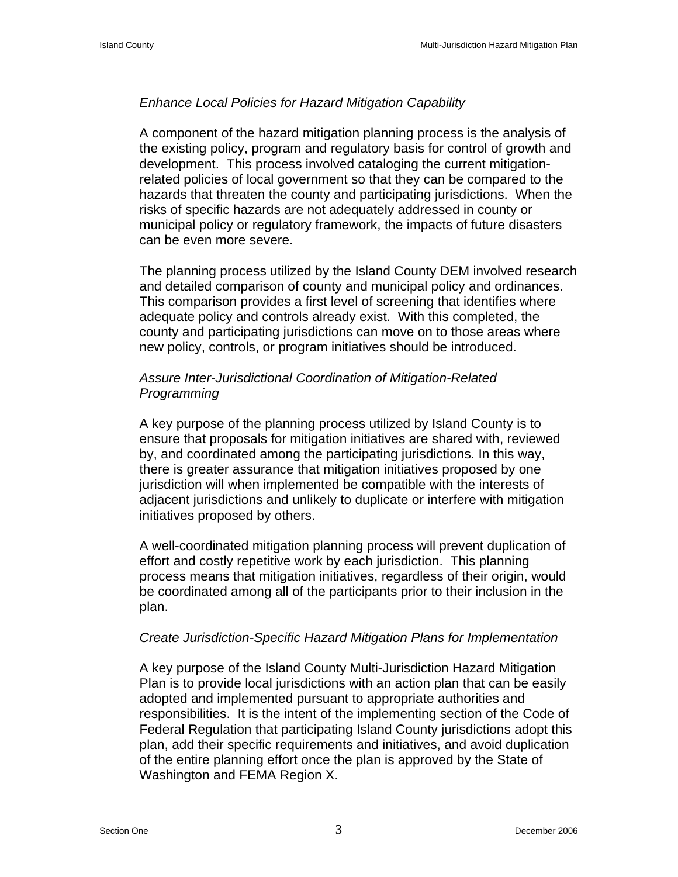*Enhance Local Policies for Hazard Mitigation Capability*

A component of the hazard mitigation planning process is the analysis of the existing policy, program and regulatory basis for control of growth and development. This process involved cataloging the current mitigation-related policies of local government so that they can be compared to the hazards that threaten the county and participating jurisdictions. When the risks of specific hazards are not adequately addressed in county or municipal policy or regulatory framework, the impacts of future disasters can be even more severe.

The planning process utilized by the Island County DEM involved research and detailed comparison of county and municipal policy and ordinances. This comparison provides a first level of screening that identifies where adequate policy and controls already exist. With this completed, the county and participating jurisdictions can move on to those areas where new policy, controls, or program initiatives should be introduced.

*Assure Inter-Jurisdictional Coordination of Mitigation-Related Programming*

A key purpose of the planning process utilized by Island County is to ensure that proposals for mitigation initiatives are shared with, reviewed by, and coordinated among the participating jurisdictions. In this way, there is greater assurance that mitigation initiatives proposed by one jurisdiction will when implemented be compatible with the interests of adjacent jurisdictions and unlikely to duplicate or interfere with mitigation initiatives proposed by others.

A well-coordinated mitigation planning process will prevent duplication of effort and costly repetitive work by each jurisdiction. This planning process means that mitigation initiatives, regardless of their origin, would be coordinated among all of the participants prior to their inclusion in the plan.

*Create Jurisdiction-Specific Hazard Mitigation Plans for Implementation*

A key purpose of the Island County Multi-Jurisdiction Hazard Mitigation Plan is to provide local jurisdictions with an action plan that can be easily adopted and implemented pursuant to appropriate authorities and responsibilities. It is the intent of the implementing section of the Code of Federal Regulation that participating Island County jurisdictions adopt this plan, add their specific requirements and initiatives, and avoid duplication of the entire planning effort once the plan is approved by the State of Washington and FEMA Region X.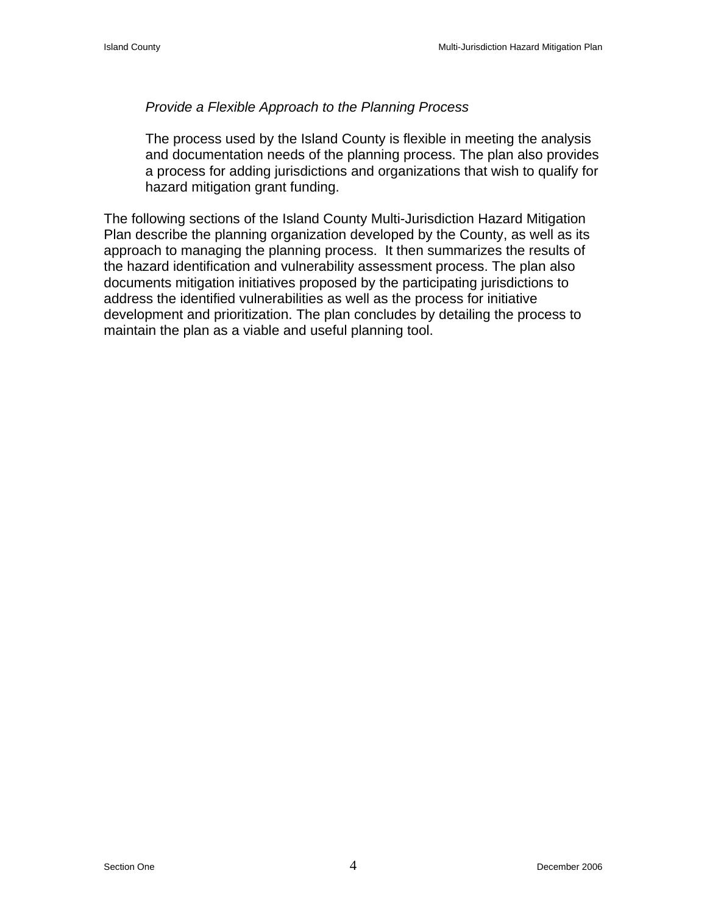*Provide a Flexible Approach to the Planning Process*

The process used by the Island County is flexible in meeting the analysis and documentation needs of the planning process. The plan also provides a process for adding jurisdictions and organizations that wish to qualify for hazard mitigation grant funding.

The following sections of the Island County Multi-Jurisdiction Hazard Mitigation Plan describe the planning organization developed by the County, as well as its approach to managing the planning process. It then summarizes the results of the hazard identification and vulnerability assessment process. The plan also documents mitigation initiatives proposed by the participating jurisdictions to address the identified vulnerabilities as well as the process for initiative development and prioritization. The plan concludes by detailing the process to maintain the plan as a viable and useful planning tool.